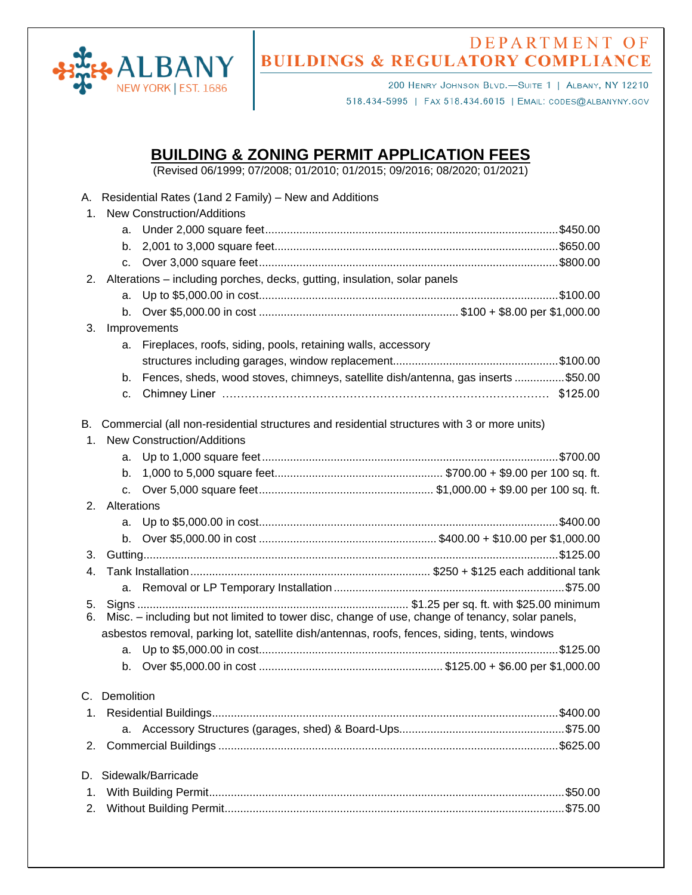ALBANY
NEW YORK | EST. 1686

DEPARTMENT OF
BUILDINGS & REGULATORY COMPLIANCE

200 Henry Johnson Blvd.—Suite 1 | Albany, NY 12210
518.434-5995 | Fax 518.434.6015 | Email: codes@albanyny.gov

# BUILDING & ZONING PERMIT APPLICATION FEES

(Revised 06/1999; 07/2008; 01/2010; 01/2015; 09/2016; 08/2020; 01/2021)

A. Residential Rates (1and 2 Family) – New and Additions

1. New Construction/Additions
   - a. Under 2,000 square feet....................$450.00
   - b. 2,001 to 3,000 square feet....................$650.00
   - c. Over 3,000 square feet....................$800.00
2. Alterations – including porches, decks, gutting, insulation, solar panels
   - a. Up to $5,000.00 in cost....................$100.00
   - b. Over $5,000.00 in cost .................... $100 + $8.00 per $1,000.00
3. Improvements
   - a. Fireplaces, roofs, siding, pools, retaining walls, accessory structures including garages, window replacement....................$100.00
   - b. Fences, sheds, wood stoves, chimneys, satellite dish/antenna, gas inserts ....................$50.00
   - c. Chimney Liner .................... $125.00

B. Commercial (all non-residential structures and residential structures with 3 or more units)

1. New Construction/Additions
   - a. Up to 1,000 square feet....................$700.00
   - b. 1,000 to 5,000 square feet.................... $700.00 + $9.00 per 100 sq. ft.
   - c. Over 5,000 square feet.................... $1,000.00 + $9.00 per 100 sq. ft.
2. Alterations
   - a. Up to $5,000.00 in cost....................$400.00
   - b. Over $5,000.00 in cost .................... $400.00 + $10.00 per $1,000.00
3. Gutting....................$125.00
4. Tank Installation.................... $250 + $125 each additional tank
   - a. Removal or LP Temporary Installation....................$75.00
5. Signs .................... $1.25 per sq. ft. with $25.00 minimum
6. Misc. – including but not limited to tower disc, change of use, change of tenancy, solar panels, asbestos removal, parking lot, satellite dish/antennas, roofs, fences, siding, tents, windows
   - a. Up to $5,000.00 in cost....................$125.00
   - b. Over $5,000.00 in cost .................... $125.00 + $6.00 per $1,000.00

C. Demolition

1. Residential Buildings....................$400.00
   - a. Accessory Structures (garages, shed) & Board-Ups....................$75.00
2. Commercial Buildings ....................$625.00

D. Sidewalk/Barricade

1. With Building Permit....................$50.00
2. Without Building Permit....................$75.00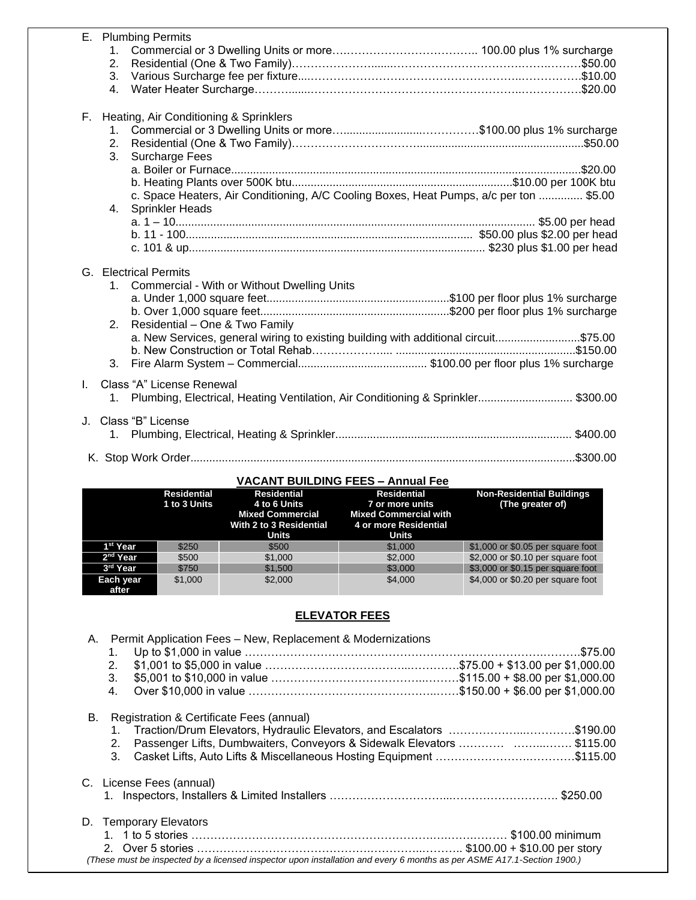E. Plumbing Permits
   1. Commercial or 3 Dwelling Units or more………………………………….. 100.00 plus 1% surcharge
   2. Residential (One & Two Family)……………………......……………………………….……..……..$50.00
   3. Various Surcharge fee per fixture....………………………………………………..…………….$10.00
   4. Water Heater Surcharge………......……………………………………………..…………….$20.00

F. Heating, Air Conditioning & Sprinklers
   1. Commercial or 3 Dwelling Units or more…......................……………$100.00 plus 1% surcharge
   2. Residential (One & Two Family)………………………….......................................................$50.00
   3. Surcharge Fees
      a. Boiler or Furnace...........................................................................................................$20.00
      b. Heating Plants over 500K btu......................................................................$10.00 per 100K btu
      c. Space Heaters, Air Conditioning, A/C Cooling Boxes, Heat Pumps, a/c per ton .............. $5.00
   4. Sprinkler Heads
      a. 1 – 10.................................................................................................................. $5.00 per head
      b. 11 - 100...........................................................................................  $50.00 plus $2.00 per head
      c. 101 & up............................................................................................. $230 plus $1.00 per head

G. Electrical Permits
   1. Commercial - With or Without Dwelling Units
      a. Under 1,000 square feet..........................................................$100 per floor plus 1% surcharge
      b. Over 1,000 square feet............................................................$200 per floor plus 1% surcharge
   2. Residential – One & Two Family
      a. New Services, general wiring to existing building with additional circuit...........................$75.00
      b. New Construction or Total Rehab………………... ........................................................$150.00
   3. Fire Alarm System – Commercial......................................... $100.00 per floor plus 1% surcharge

I. Class "A" License Renewal
   1. Plumbing, Electrical, Heating Ventilation, Air Conditioning & Sprinkler............................. $300.00

J. Class "B" License
   1. Plumbing, Electrical, Heating & Sprinkler.......................................................................... $400.00

K. Stop Work Order........................................................................................................................$300.00

**VACANT BUILDING FEES – Annual Fee**

| | Residential 1 to 3 Units | Residential 4 to 6 Units Mixed Commercial With 2 to 3 Residential Units | Residential 7 or more units Mixed Commercial with 4 or more Residential Units | Non-Residential Buildings (The greater of) |
|---|---|---|---|---|
| 1st Year | $250 | $500 | $1,000 | $1,000 or $0.05 per square foot |
| 2nd Year | $500 | $1,000 | $2,000 | $2,000 or $0.10 per square foot |
| 3rd Year | $750 | $1,500 | $3,000 | $3,000 or $0.15 per square foot |
| Each year after | $1,000 | $2,000 | $4,000 | $4,000 or $0.20 per square foot |

## ELEVATOR FEES

A. Permit Application Fees – New, Replacement & Modernizations
   1. Up to $1,000 in value ………………………………………………………………………………..$75.00
   2. $1,001 to $5,000 in value ……………………………….....………….$75.00 + $13.00 per $1,000.00
   3. $5,001 to $10,000 in value …………………………………..………$115.00 + $8.00 per $1,000.00
   4. Over $10,000 in value ……………………………………………..……$150.00 + $6.00 per $1,000.00

B. Registration & Certificate Fees (annual)
   1. Traction/Drum Elevators, Hydraulic Elevators, and Escalators ………………..…………$190.00
   2. Passenger Lifts, Dumbwaiters, Conveyors & Sidewalk Elevators ………… ……...……. $115.00
   3. Casket Lifts, Auto Lifts & Miscellaneous Hosting Equipment ………………….………….$115.00

C. License Fees (annual)
   1. Inspectors, Installers & Limited Installers …………………………...………………………. $250.00

D. Temporary Elevators
   1. 1 to 5 stories ……………………………………………………….……….……… $100.00 minimum
   2. Over 5 stories ……………………………………………..………... $100.00 + $10.00 per story

*(These must be inspected by a licensed inspector upon installation and every 6 months as per ASME A17.1-Section 1900.)*